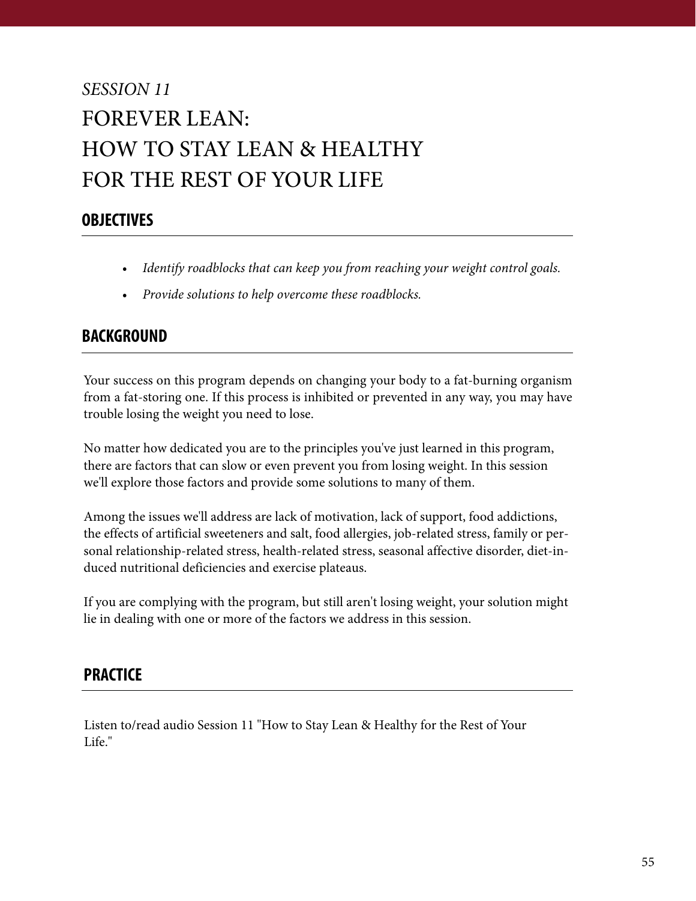*SESSION 11*

# FOREVER LEAN: HOW TO STAY LEAN & HEALTHY FOR THE REST OF YOUR LIFE

## OBJECTIVES

- *Identify roadblocks that can keep you from reaching your weight control goals.*
- *Provide solutions to help overcome these roadblocks.*

## BACKGROUND

Your success on this program depends on changing your body to a fat-burning organism from a fat-storing one. If this process is inhibited or prevented in any way, you may have trouble losing the weight you need to lose.

No matter how dedicated you are to the principles you've just learned in this program, there are factors that can slow or even prevent you from losing weight. In this session we'll explore those factors and provide some solutions to many of them.

Among the issues we'll address are lack of motivation, lack of support, food addictions, the effects of artificial sweeteners and salt, food allergies, job-related stress, family or personal relationship-related stress, health-related stress, seasonal affective disorder, diet-induced nutritional deficiencies and exercise plateaus.

If you are complying with the program, but still aren't losing weight, your solution might lie in dealing with one or more of the factors we address in this session.

## PRACTICE

Listen to/read audio Session 11 "How to Stay Lean & Healthy for the Rest of Your Life."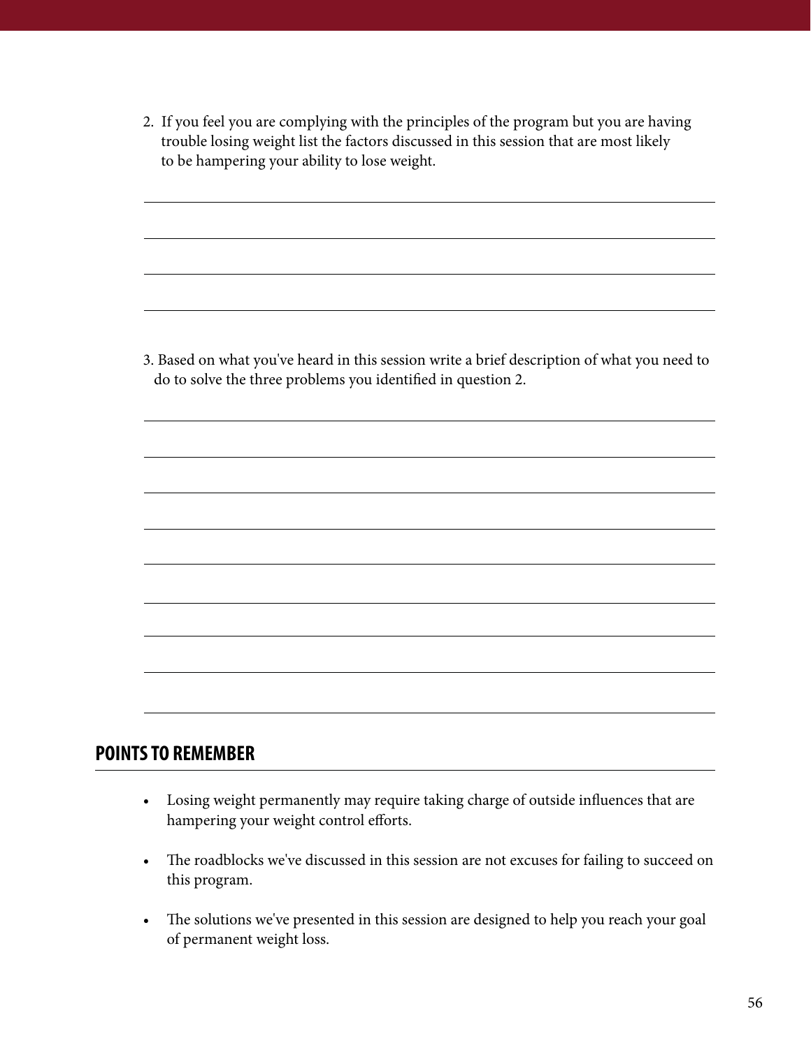2. If you feel you are complying with the principles of the program but you are having trouble losing weight list the factors discussed in this session that are most likely to be hampering your ability to lose weight.

_______________________________________________

_______________________________________________

_______________________________________________

_______________________________________________

3. Based on what you've heard in this session write a brief description of what you need to do to solve the three problems you identified in question 2.

_______________________________________________

_______________________________________________

_______________________________________________

_______________________________________________

_______________________________________________

_______________________________________________

_______________________________________________

_______________________________________________

_______________________________________________

## POINTS TO REMEMBER

- Losing weight permanently may require taking charge of outside influences that are hampering your weight control efforts.
- The roadblocks we've discussed in this session are not excuses for failing to succeed on this program.
- The solutions we've presented in this session are designed to help you reach your goal of permanent weight loss.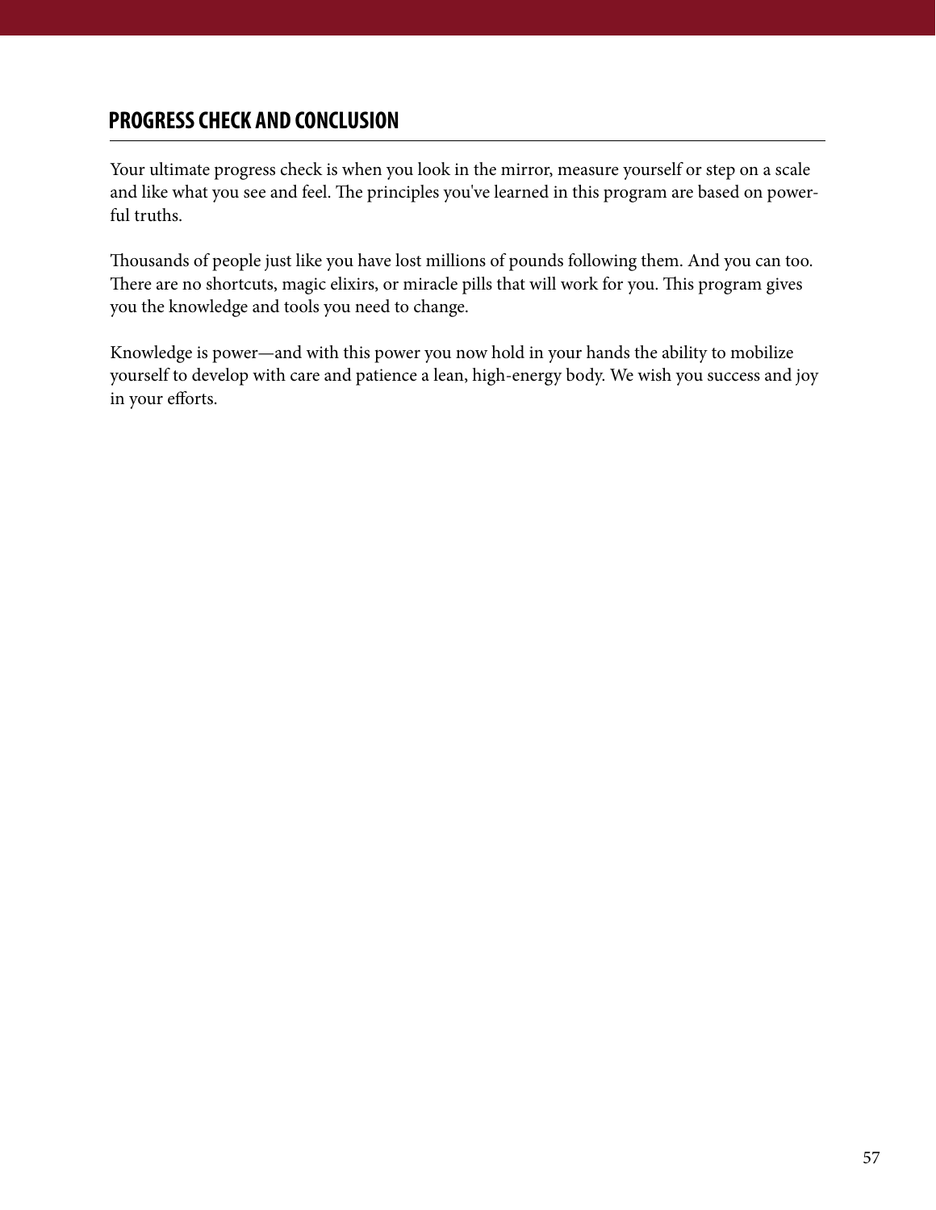## PROGRESS CHECK AND CONCLUSION

Your ultimate progress check is when you look in the mirror, measure yourself or step on a scale and like what you see and feel. The principles you've learned in this program are based on powerful truths.

Thousands of people just like you have lost millions of pounds following them. And you can too. There are no shortcuts, magic elixirs, or miracle pills that will work for you. This program gives you the knowledge and tools you need to change.

Knowledge is power—and with this power you now hold in your hands the ability to mobilize yourself to develop with care and patience a lean, high-energy body. We wish you success and joy in your efforts.